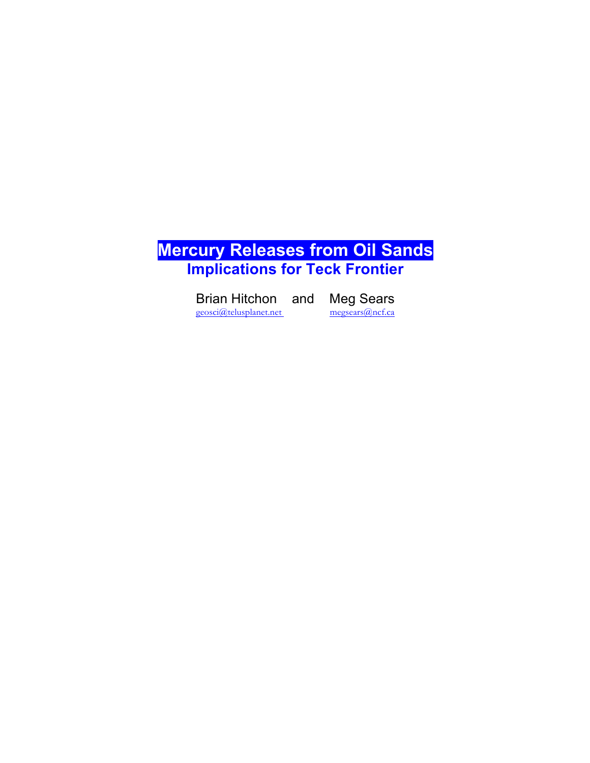# Mercury Releases from Oil Sands

## Implications for Teck Frontier

Brian Hitchon and Meg Sears

geosci@telusplanet.net megsears@ncf.ca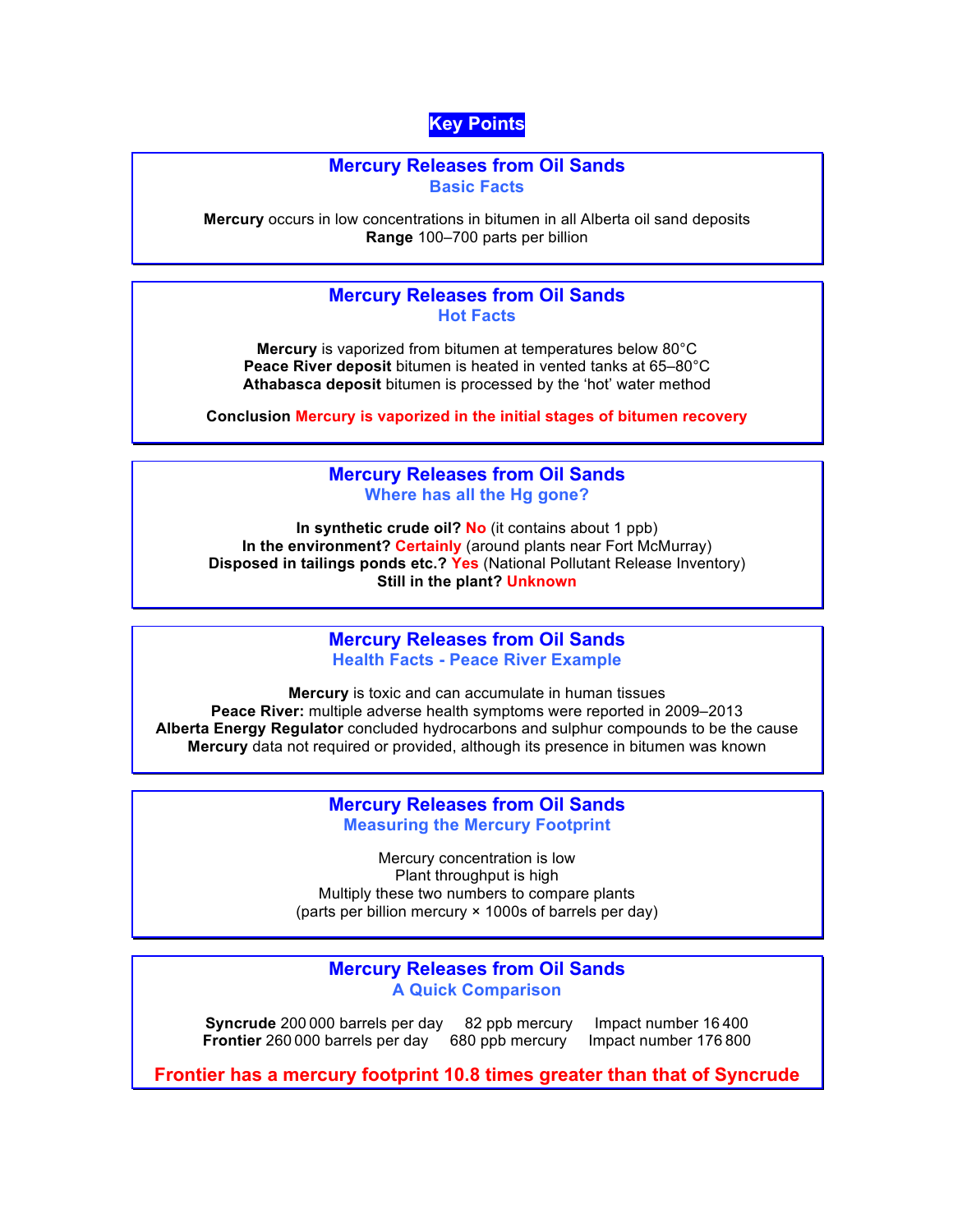# Key Points

## Mercury Releases from Oil Sands

### Basic Facts

**Mercury** occurs in low concentrations in bitumen in all Alberta oil sand deposits
**Range** 100–700 parts per billion

## Mercury Releases from Oil Sands

### Hot Facts

**Mercury** is vaporized from bitumen at temperatures below 80°C
**Peace River deposit** bitumen is heated in vented tanks at 65–80°C
**Athabasca deposit** bitumen is processed by the 'hot' water method

**Conclusion** **Mercury is vaporized in the initial stages of bitumen recovery**

## Mercury Releases from Oil Sands

### Where has all the Hg gone?

**In synthetic crude oil?** **No** (it contains about 1 ppb)
**In the environment?** **Certainly** (around plants near Fort McMurray)
**Disposed in tailings ponds etc.?** **Yes** (National Pollutant Release Inventory)
**Still in the plant?** **Unknown**

## Mercury Releases from Oil Sands

### Health Facts - Peace River Example

**Mercury** is toxic and can accumulate in human tissues
**Peace River:** multiple adverse health symptoms were reported in 2009–2013
**Alberta Energy Regulator** concluded hydrocarbons and sulphur compounds to be the cause
**Mercury** data not required or provided, although its presence in bitumen was known

## Mercury Releases from Oil Sands

### Measuring the Mercury Footprint

Mercury concentration is low
Plant throughput is high
Multiply these two numbers to compare plants
(parts per billion mercury × 1000s of barrels per day)

## Mercury Releases from Oil Sands

### A Quick Comparison

**Syncrude** 200 000 barrels per day  82 ppb mercury  Impact number 16 400
**Frontier** 260 000 barrels per day  680 ppb mercury  Impact number 176 800

**Frontier has a mercury footprint 10.8 times greater than that of Syncrude**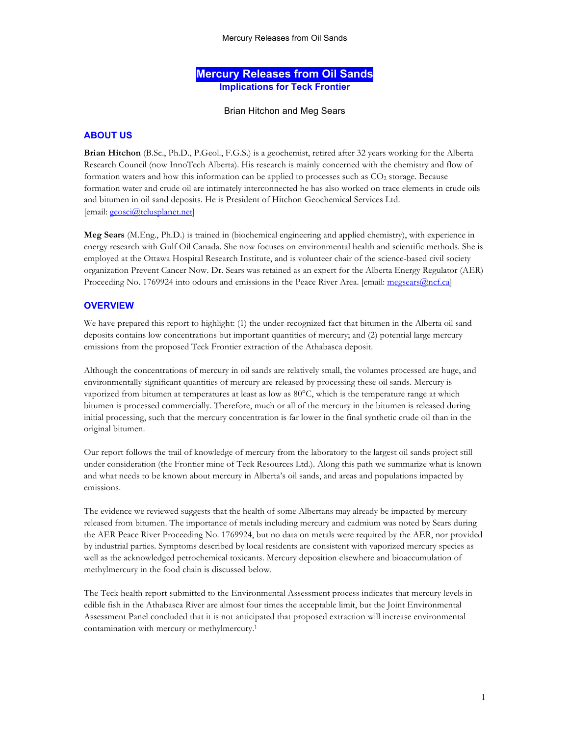# Mercury Releases from Oil Sands

## Implications for Teck Frontier

Brian Hitchon and Meg Sears

## ABOUT US

**Brian Hitchon** (B.Sc., Ph.D., P.Geol., F.G.S.) is a geochemist, retired after 32 years working for the Alberta Research Council (now InnoTech Alberta). His research is mainly concerned with the chemistry and flow of formation waters and how this information can be applied to processes such as $CO_2$ storage. Because formation water and crude oil are intimately interconnected he has also worked on trace elements in crude oils and bitumen in oil sand deposits. He is President of Hitchon Geochemical Services Ltd. [email: geosci@telusplanet.net]

**Meg Sears** (M.Eng., Ph.D.) is trained in (biochemical engineering and applied chemistry), with experience in energy research with Gulf Oil Canada. She now focuses on environmental health and scientific methods. She is employed at the Ottawa Hospital Research Institute, and is volunteer chair of the science-based civil society organization Prevent Cancer Now. Dr. Sears was retained as an expert for the Alberta Energy Regulator (AER) Proceeding No. 1769924 into odours and emissions in the Peace River Area. [email: megsears@ncf.ca]

## OVERVIEW

We have prepared this report to highlight: (1) the under-recognized fact that bitumen in the Alberta oil sand deposits contains low concentrations but important quantities of mercury; and (2) potential large mercury emissions from the proposed Teck Frontier extraction of the Athabasca deposit.

Although the concentrations of mercury in oil sands are relatively small, the volumes processed are huge, and environmentally significant quantities of mercury are released by processing these oil sands. Mercury is vaporized from bitumen at temperatures at least as low as 80°C, which is the temperature range at which bitumen is processed commercially. Therefore, much or all of the mercury in the bitumen is released during initial processing, such that the mercury concentration is far lower in the final synthetic crude oil than in the original bitumen.

Our report follows the trail of knowledge of mercury from the laboratory to the largest oil sands project still under consideration (the Frontier mine of Teck Resources Ltd.). Along this path we summarize what is known and what needs to be known about mercury in Alberta's oil sands, and areas and populations impacted by emissions.

The evidence we reviewed suggests that the health of some Albertans may already be impacted by mercury released from bitumen. The importance of metals including mercury and cadmium was noted by Sears during the AER Peace River Proceeding No. 1769924, but no data on metals were required by the AER, nor provided by industrial parties. Symptoms described by local residents are consistent with vaporized mercury species as well as the acknowledged petrochemical toxicants. Mercury deposition elsewhere and bioaccumulation of methylmercury in the food chain is discussed below.

The Teck health report submitted to the Environmental Assessment process indicates that mercury levels in edible fish in the Athabasca River are almost four times the acceptable limit, but the Joint Environmental Assessment Panel concluded that it is not anticipated that proposed extraction will increase environmental contamination with mercury or methylmercury.[1]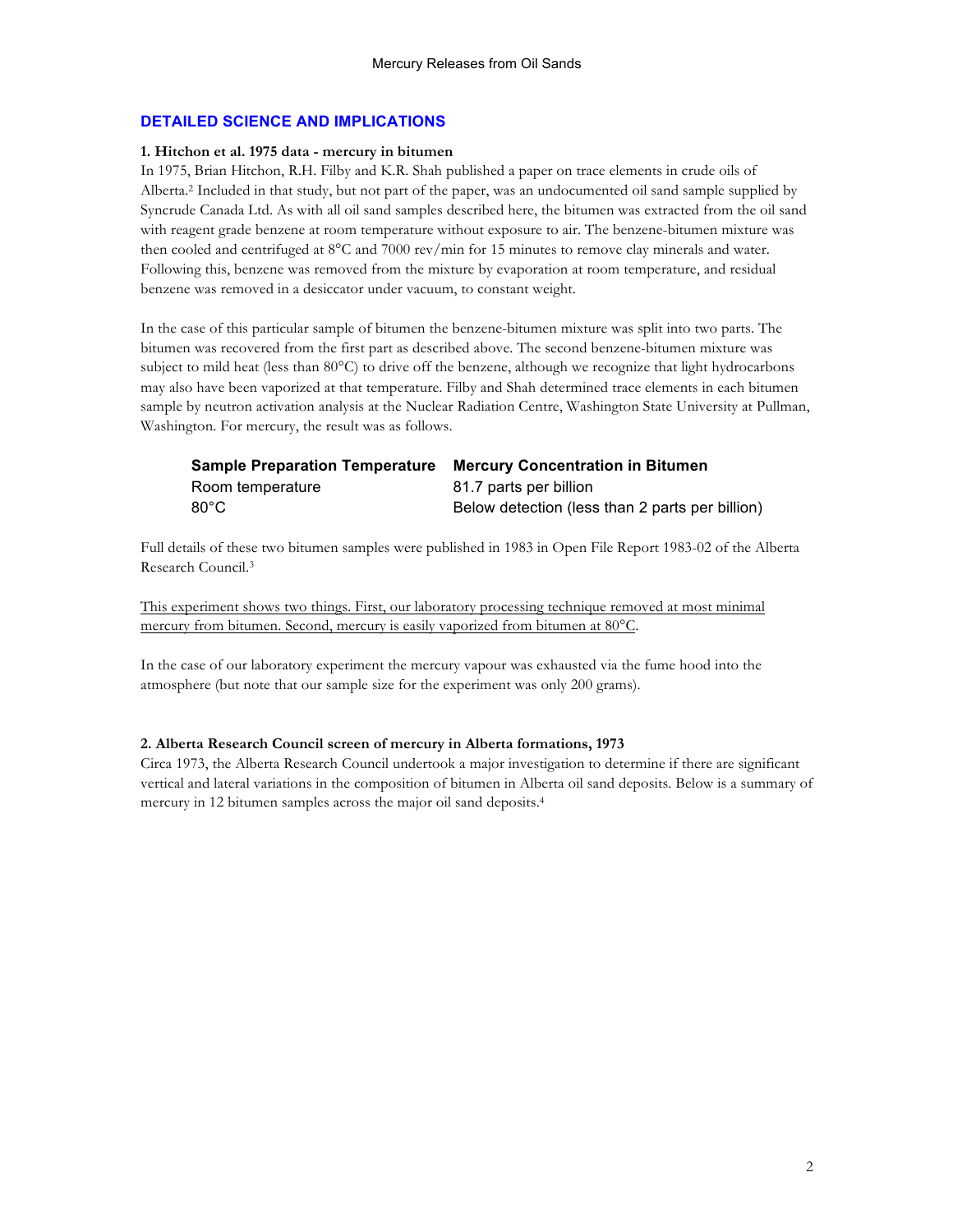## DETAILED SCIENCE AND IMPLICATIONS

**1. Hitchon et al. 1975 data - mercury in bitumen**

In 1975, Brian Hitchon, R.H. Filby and K.R. Shah published a paper on trace elements in crude oils of Alberta.[2] Included in that study, but not part of the paper, was an undocumented oil sand sample supplied by Syncrude Canada Ltd. As with all oil sand samples described here, the bitumen was extracted from the oil sand with reagent grade benzene at room temperature without exposure to air. The benzene-bitumen mixture was then cooled and centrifuged at 8°C and 7000 rev/min for 15 minutes to remove clay minerals and water. Following this, benzene was removed from the mixture by evaporation at room temperature, and residual benzene was removed in a desiccator under vacuum, to constant weight.

In the case of this particular sample of bitumen the benzene-bitumen mixture was split into two parts. The bitumen was recovered from the first part as described above. The second benzene-bitumen mixture was subject to mild heat (less than 80°C) to drive off the benzene, although we recognize that light hydrocarbons may also have been vaporized at that temperature. Filby and Shah determined trace elements in each bitumen sample by neutron activation analysis at the Nuclear Radiation Centre, Washington State University at Pullman, Washington. For mercury, the result was as follows.

| Sample Preparation Temperature | Mercury Concentration in Bitumen |
|---|---|
| Room temperature | 81.7 parts per billion |
| 80°C | Below detection (less than 2 parts per billion) |

Full details of these two bitumen samples were published in 1983 in Open File Report 1983-02 of the Alberta Research Council.[3]

<u>This experiment shows two things. First, our laboratory processing technique removed at most minimal mercury from bitumen. Second, mercury is easily vaporized from bitumen at 80°C</u>.

In the case of our laboratory experiment the mercury vapour was exhausted via the fume hood into the atmosphere (but note that our sample size for the experiment was only 200 grams).

**2. Alberta Research Council screen of mercury in Alberta formations, 1973**

Circa 1973, the Alberta Research Council undertook a major investigation to determine if there are significant vertical and lateral variations in the composition of bitumen in Alberta oil sand deposits. Below is a summary of mercury in 12 bitumen samples across the major oil sand deposits.[4]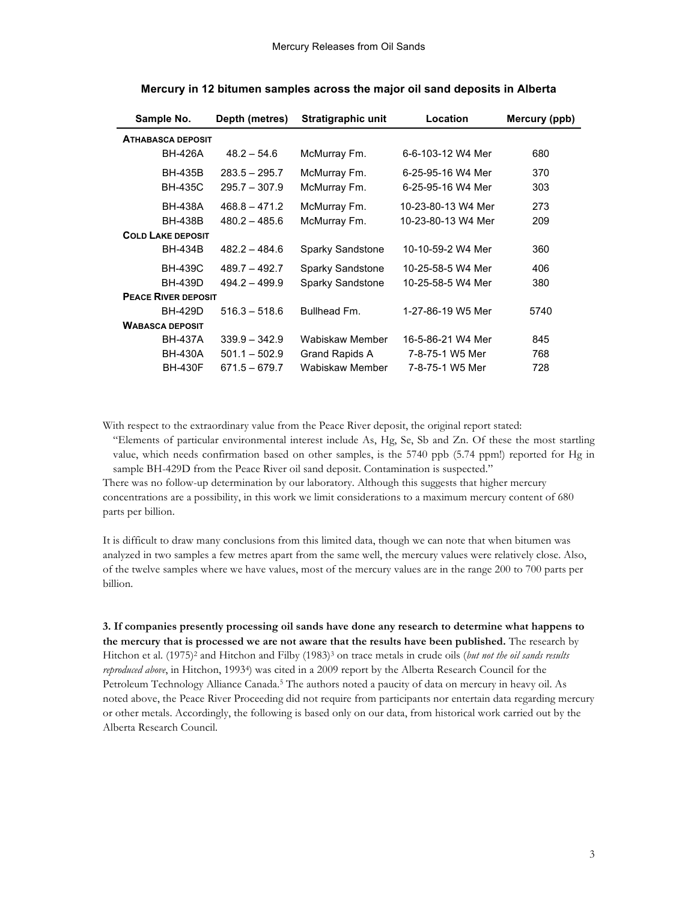**Mercury in 12 bitumen samples across the major oil sand deposits in Alberta**

| Sample No. | Depth (metres) | Stratigraphic unit | Location | Mercury (ppb) |
|---|---|---|---|---|
| **ATHABASCA DEPOSIT** | | | | |
| BH-426A | 48.2 – 54.6 | McMurray Fm. | 6-6-103-12 W4 Mer | 680 |
| BH-435B | 283.5 – 295.7 | McMurray Fm. | 6-25-95-16 W4 Mer | 370 |
| BH-435C | 295.7 – 307.9 | McMurray Fm. | 6-25-95-16 W4 Mer | 303 |
| BH-438A | 468.8 – 471.2 | McMurray Fm. | 10-23-80-13 W4 Mer | 273 |
| BH-438B | 480.2 – 485.6 | McMurray Fm. | 10-23-80-13 W4 Mer | 209 |
| **COLD LAKE DEPOSIT** | | | | |
| BH-434B | 482.2 – 484.6 | Sparky Sandstone | 10-10-59-2 W4 Mer | 360 |
| BH-439C | 489.7 – 492.7 | Sparky Sandstone | 10-25-58-5 W4 Mer | 406 |
| BH-439D | 494.2 – 499.9 | Sparky Sandstone | 10-25-58-5 W4 Mer | 380 |
| **PEACE RIVER DEPOSIT** | | | | |
| BH-429D | 516.3 – 518.6 | Bullhead Fm. | 1-27-86-19 W5 Mer | 5740 |
| **WABASCA DEPOSIT** | | | | |
| BH-437A | 339.9 – 342.9 | Wabiskaw Member | 16-5-86-21 W4 Mer | 845 |
| BH-430A | 501.1 – 502.9 | Grand Rapids A | 7-8-75-1 W5 Mer | 768 |
| BH-430F | 671.5 – 679.7 | Wabiskaw Member | 7-8-75-1 W5 Mer | 728 |

With respect to the extraordinary value from the Peace River deposit, the original report stated:

> "Elements of particular environmental interest include As, Hg, Se, Sb and Zn. Of these the most startling value, which needs confirmation based on other samples, is the 5740 ppb (5.74 ppm!) reported for Hg in sample BH-429D from the Peace River oil sand deposit. Contamination is suspected."

There was no follow-up determination by our laboratory. Although this suggests that higher mercury concentrations are a possibility, in this work we limit considerations to a maximum mercury content of 680 parts per billion.

It is difficult to draw many conclusions from this limited data, though we can note that when bitumen was analyzed in two samples a few metres apart from the same well, the mercury values were relatively close. Also, of the twelve samples where we have values, most of the mercury values are in the range 200 to 700 parts per billion.

**3. If companies presently processing oil sands have done any research to determine what happens to the mercury that is processed we are not aware that the results have been published.** The research by Hitchon et al. (1975)[2] and Hitchon and Filby (1983)[3] on trace metals in crude oils (*but not the oil sands results reproduced above*, in Hitchon, 1993[4]) was cited in a 2009 report by the Alberta Research Council for the Petroleum Technology Alliance Canada.[5] The authors noted a paucity of data on mercury in heavy oil. As noted above, the Peace River Proceeding did not require from participants nor entertain data regarding mercury or other metals. Accordingly, the following is based only on our data, from historical work carried out by the Alberta Research Council.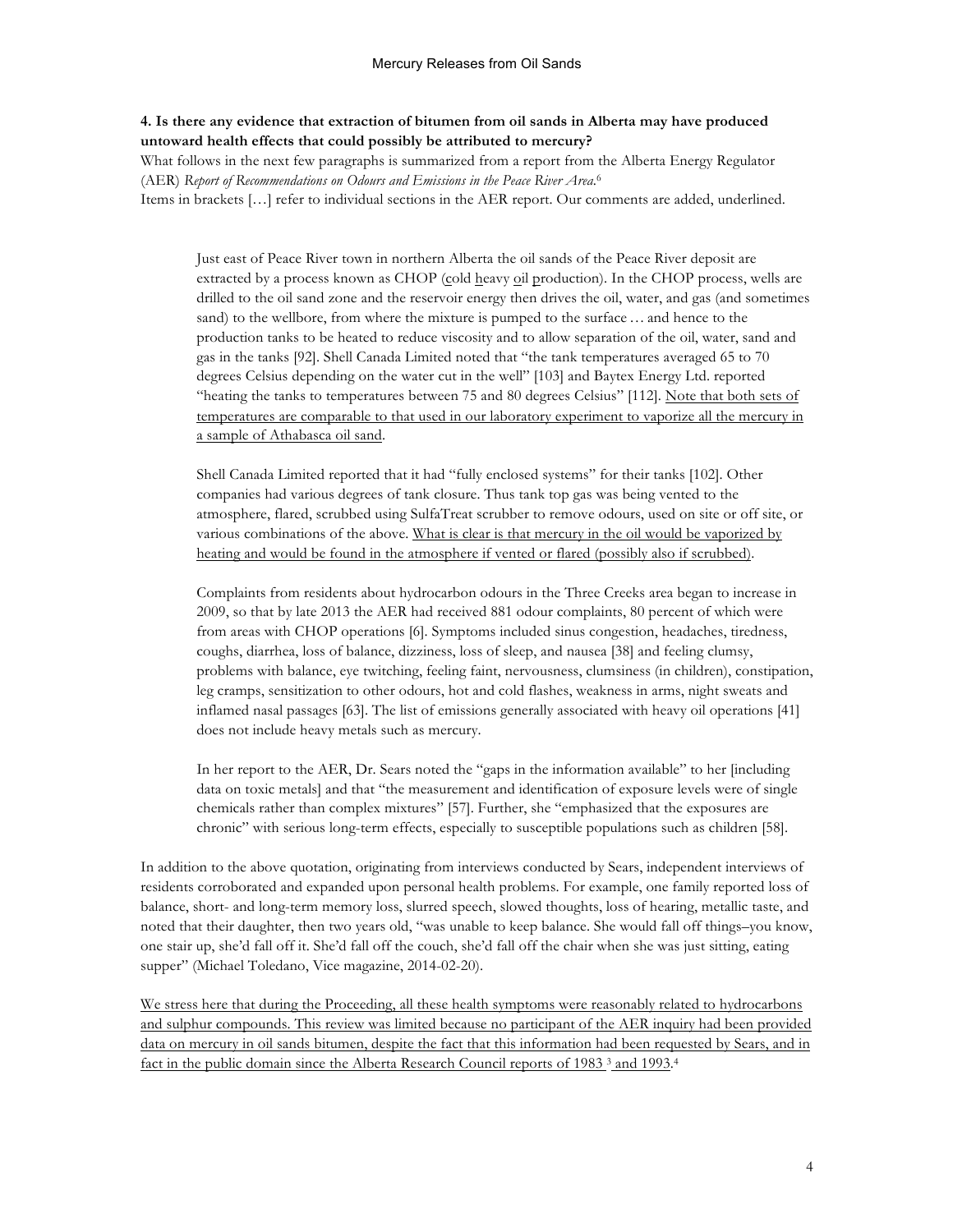**4. Is there any evidence that extraction of bitumen from oil sands in Alberta may have produced untoward health effects that could possibly be attributed to mercury?**

What follows in the next few paragraphs is summarized from a report from the Alberta Energy Regulator (AER) *Report of Recommendations on Odours and Emissions in the Peace River Area*.[6]

Items in brackets […] refer to individual sections in the AER report. Our comments are added, underlined.

> Just east of Peace River town in northern Alberta the oil sands of the Peace River deposit are extracted by a process known as CHOP (cold heavy oil production). In the CHOP process, wells are drilled to the oil sand zone and the reservoir energy then drives the oil, water, and gas (and sometimes sand) to the wellbore, from where the mixture is pumped to the surface … and hence to the production tanks to be heated to reduce viscosity and to allow separation of the oil, water, sand and gas in the tanks [92]. Shell Canada Limited noted that "the tank temperatures averaged 65 to 70 degrees Celsius depending on the water cut in the well" [103] and Baytex Energy Ltd. reported "heating the tanks to temperatures between 75 and 80 degrees Celsius" [112]. <u>Note that both sets of temperatures are comparable to that used in our laboratory experiment to vaporize all the mercury in a sample of Athabasca oil sand</u>.
>
> Shell Canada Limited reported that it had "fully enclosed systems" for their tanks [102]. Other companies had various degrees of tank closure. Thus tank top gas was being vented to the atmosphere, flared, scrubbed using SulfaTreat scrubber to remove odours, used on site or off site, or various combinations of the above. <u>What is clear is that mercury in the oil would be vaporized by heating and would be found in the atmosphere if vented or flared (possibly also if scrubbed)</u>.
>
> Complaints from residents about hydrocarbon odours in the Three Creeks area began to increase in 2009, so that by late 2013 the AER had received 881 odour complaints, 80 percent of which were from areas with CHOP operations [6]. Symptoms included sinus congestion, headaches, tiredness, coughs, diarrhea, loss of balance, dizziness, loss of sleep, and nausea [38] and feeling clumsy, problems with balance, eye twitching, feeling faint, nervousness, clumsiness (in children), constipation, leg cramps, sensitization to other odours, hot and cold flashes, weakness in arms, night sweats and inflamed nasal passages [63]. The list of emissions generally associated with heavy oil operations [41] does not include heavy metals such as mercury.
>
> In her report to the AER, Dr. Sears noted the "gaps in the information available" to her [including data on toxic metals] and that "the measurement and identification of exposure levels were of single chemicals rather than complex mixtures" [57]. Further, she "emphasized that the exposures are chronic" with serious long-term effects, especially to susceptible populations such as children [58].

In addition to the above quotation, originating from interviews conducted by Sears, independent interviews of residents corroborated and expanded upon personal health problems. For example, one family reported loss of balance, short- and long-term memory loss, slurred speech, slowed thoughts, loss of hearing, metallic taste, and noted that their daughter, then two years old, "was unable to keep balance. She would fall off things–you know, one stair up, she'd fall off it. She'd fall off the couch, she'd fall off the chair when she was just sitting, eating supper" (Michael Toledano, Vice magazine, 2014-02-20).

<u>We stress here that during the Proceeding, all these health symptoms were reasonably related to hydrocarbons and sulphur compounds. This review was limited because no participant of the AER inquiry had been provided data on mercury in oil sands bitumen, despite the fact that this information had been requested by Sears, and in fact in the public domain since the Alberta Research Council reports of 1983 [3] and 1993.[4]</u>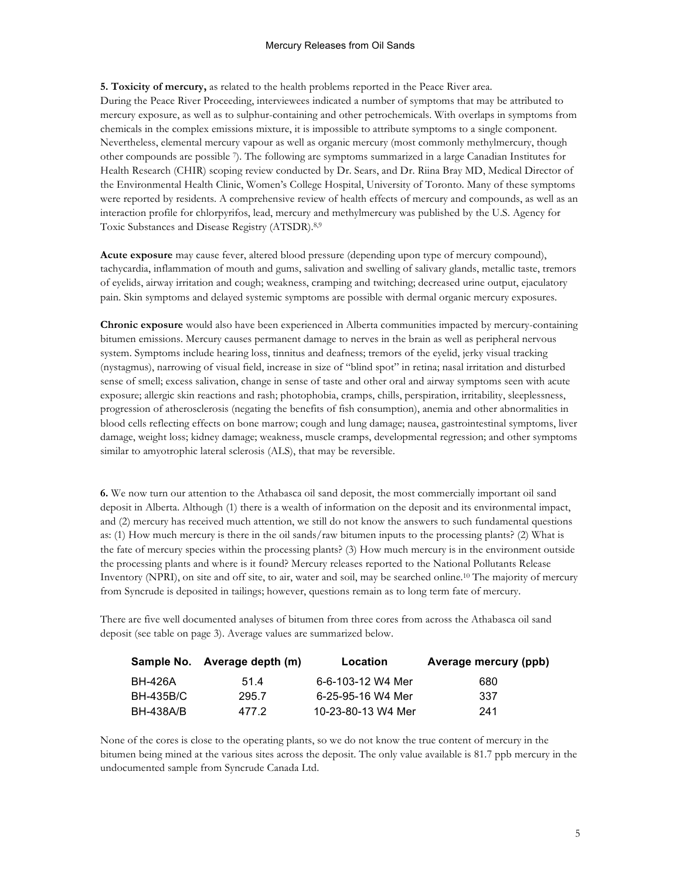**5. Toxicity of mercury,** as related to the health problems reported in the Peace River area. During the Peace River Proceeding, interviewees indicated a number of symptoms that may be attributed to mercury exposure, as well as to sulphur-containing and other petrochemicals. With overlaps in symptoms from chemicals in the complex emissions mixture, it is impossible to attribute symptoms to a single component. Nevertheless, elemental mercury vapour as well as organic mercury (most commonly methylmercury, though other compounds are possible [7]). The following are symptoms summarized in a large Canadian Institutes for Health Research (CHIR) scoping review conducted by Dr. Sears, and Dr. Riina Bray MD, Medical Director of the Environmental Health Clinic, Women's College Hospital, University of Toronto. Many of these symptoms were reported by residents. A comprehensive review of health effects of mercury and compounds, as well as an interaction profile for chlorpyrifos, lead, mercury and methylmercury was published by the U.S. Agency for Toxic Substances and Disease Registry (ATSDR).[8,9]

**Acute exposure** may cause fever, altered blood pressure (depending upon type of mercury compound), tachycardia, inflammation of mouth and gums, salivation and swelling of salivary glands, metallic taste, tremors of eyelids, airway irritation and cough; weakness, cramping and twitching; decreased urine output, ejaculatory pain. Skin symptoms and delayed systemic symptoms are possible with dermal organic mercury exposures.

**Chronic exposure** would also have been experienced in Alberta communities impacted by mercury-containing bitumen emissions. Mercury causes permanent damage to nerves in the brain as well as peripheral nervous system. Symptoms include hearing loss, tinnitus and deafness; tremors of the eyelid, jerky visual tracking (nystagmus), narrowing of visual field, increase in size of "blind spot" in retina; nasal irritation and disturbed sense of smell; excess salivation, change in sense of taste and other oral and airway symptoms seen with acute exposure; allergic skin reactions and rash; photophobia, cramps, chills, perspiration, irritability, sleeplessness, progression of atherosclerosis (negating the benefits of fish consumption), anemia and other abnormalities in blood cells reflecting effects on bone marrow; cough and lung damage; nausea, gastrointestinal symptoms, liver damage, weight loss; kidney damage; weakness, muscle cramps, developmental regression; and other symptoms similar to amyotrophic lateral sclerosis (ALS), that may be reversible.

**6.** We now turn our attention to the Athabasca oil sand deposit, the most commercially important oil sand deposit in Alberta. Although (1) there is a wealth of information on the deposit and its environmental impact, and (2) mercury has received much attention, we still do not know the answers to such fundamental questions as: (1) How much mercury is there in the oil sands/raw bitumen inputs to the processing plants? (2) What is the fate of mercury species within the processing plants? (3) How much mercury is in the environment outside the processing plants and where is it found? Mercury releases reported to the National Pollutants Release Inventory (NPRI), on site and off site, to air, water and soil, may be searched online.[10] The majority of mercury from Syncrude is deposited in tailings; however, questions remain as to long term fate of mercury.

There are five well documented analyses of bitumen from three cores from across the Athabasca oil sand deposit (see table on page 3). Average values are summarized below.

| Sample No. | Average depth (m) | Location | Average mercury (ppb) |
|---|---|---|---|
| BH-426A | 51.4 | 6-6-103-12 W4 Mer | 680 |
| BH-435B/C | 295.7 | 6-25-95-16 W4 Mer | 337 |
| BH-438A/B | 477.2 | 10-23-80-13 W4 Mer | 241 |

None of the cores is close to the operating plants, so we do not know the true content of mercury in the bitumen being mined at the various sites across the deposit. The only value available is 81.7 ppb mercury in the undocumented sample from Syncrude Canada Ltd.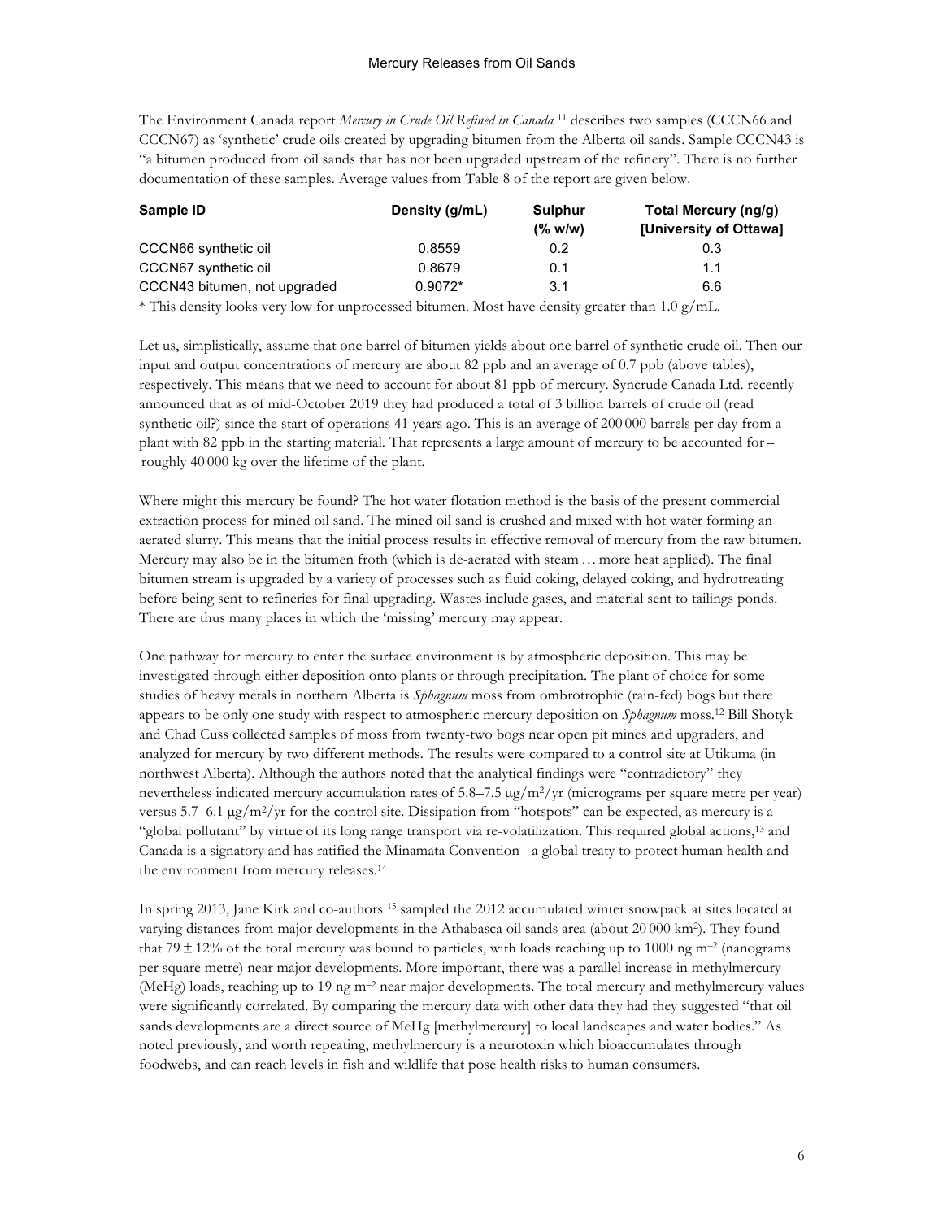The Environment Canada report *Mercury in Crude Oil Refined in Canada* [11] describes two samples (CCCN66 and CCCN67) as 'synthetic' crude oils created by upgrading bitumen from the Alberta oil sands. Sample CCCN43 is "a bitumen produced from oil sands that has not been upgraded upstream of the refinery". There is no further documentation of these samples. Average values from Table 8 of the report are given below.

| Sample ID | Density (g/mL) | Sulphur (% w/w) | Total Mercury (ng/g) [University of Ottawa] |
|---|---|---|---|
| CCCN66 synthetic oil | 0.8559 | 0.2 | 0.3 |
| CCCN67 synthetic oil | 0.8679 | 0.1 | 1.1 |
| CCCN43 bitumen, not upgraded | 0.9072* | 3.1 | 6.6 |

\* This density looks very low for unprocessed bitumen. Most have density greater than 1.0 g/mL.

Let us, simplistically, assume that one barrel of bitumen yields about one barrel of synthetic crude oil. Then our input and output concentrations of mercury are about 82 ppb and an average of 0.7 ppb (above tables), respectively. This means that we need to account for about 81 ppb of mercury. Syncrude Canada Ltd. recently announced that as of mid-October 2019 they had produced a total of 3 billion barrels of crude oil (read synthetic oil?) since the start of operations 41 years ago. This is an average of 200 000 barrels per day from a plant with 82 ppb in the starting material. That represents a large amount of mercury to be accounted for – roughly 40 000 kg over the lifetime of the plant.

Where might this mercury be found? The hot water flotation method is the basis of the present commercial extraction process for mined oil sand. The mined oil sand is crushed and mixed with hot water forming an aerated slurry. This means that the initial process results in effective removal of mercury from the raw bitumen. Mercury may also be in the bitumen froth (which is de-aerated with steam … more heat applied). The final bitumen stream is upgraded by a variety of processes such as fluid coking, delayed coking, and hydrotreating before being sent to refineries for final upgrading. Wastes include gases, and material sent to tailings ponds. There are thus many places in which the 'missing' mercury may appear.

One pathway for mercury to enter the surface environment is by atmospheric deposition. This may be investigated through either deposition onto plants or through precipitation. The plant of choice for some studies of heavy metals in northern Alberta is *Sphagnum* moss from ombrotrophic (rain-fed) bogs but there appears to be only one study with respect to atmospheric mercury deposition on *Sphagnum* moss.[12] Bill Shotyk and Chad Cuss collected samples of moss from twenty-two bogs near open pit mines and upgraders, and analyzed for mercury by two different methods. The results were compared to a control site at Utikuma (in northwest Alberta). Although the authors noted that the analytical findings were "contradictory" they nevertheless indicated mercury accumulation rates of 5.8–7.5 $\mu g/m^2/yr$ (micrograms per square metre per year) versus 5.7–6.1 $\mu g/m^2/yr$ for the control site. Dissipation from "hotspots" can be expected, as mercury is a "global pollutant" by virtue of its long range transport via re-volatilization. This required global actions,[13] and Canada is a signatory and has ratified the Minamata Convention – a global treaty to protect human health and the environment from mercury releases.[14]

In spring 2013, Jane Kirk and co-authors [15] sampled the 2012 accumulated winter snowpack at sites located at varying distances from major developments in the Athabasca oil sands area (about 20 000 $km^2$). They found that $79 \pm 12\%$ of the total mercury was bound to particles, with loads reaching up to 1000 ng $m^{-2}$ (nanograms per square metre) near major developments. More important, there was a parallel increase in methylmercury (MeHg) loads, reaching up to 19 ng $m^{-2}$ near major developments. The total mercury and methylmercury values were significantly correlated. By comparing the mercury data with other data they had they suggested "that oil sands developments are a direct source of MeHg [methylmercury] to local landscapes and water bodies." As noted previously, and worth repeating, methylmercury is a neurotoxin which bioaccumulates through foodwebs, and can reach levels in fish and wildlife that pose health risks to human consumers.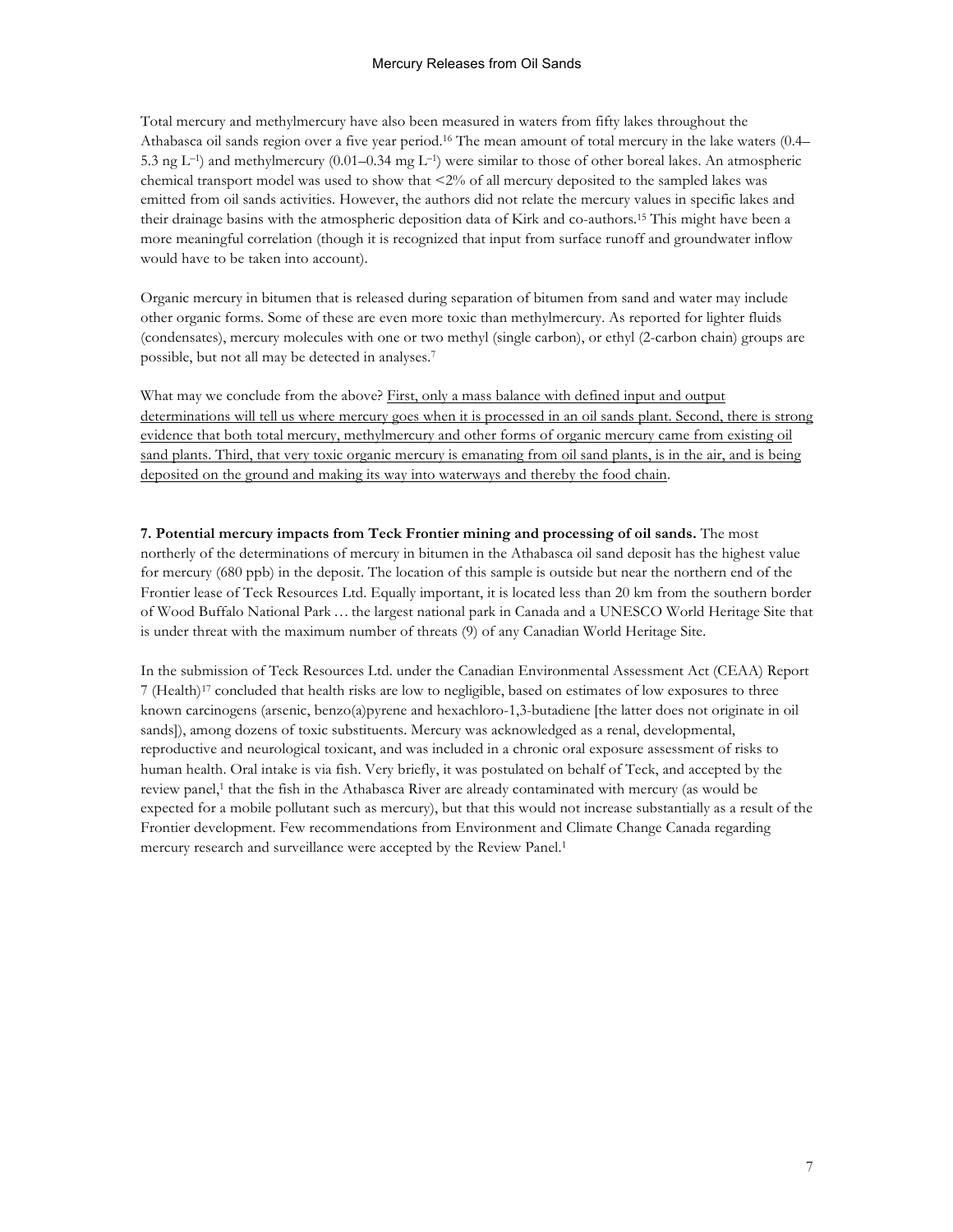Total mercury and methylmercury have also been measured in waters from fifty lakes throughout the Athabasca oil sands region over a five year period.[16] The mean amount of total mercury in the lake waters (0.4–5.3 ng $L^{-1}$) and methylmercury (0.01–0.34 mg $L^{-1}$) were similar to those of other boreal lakes. An atmospheric chemical transport model was used to show that <2% of all mercury deposited to the sampled lakes was emitted from oil sands activities. However, the authors did not relate the mercury values in specific lakes and their drainage basins with the atmospheric deposition data of Kirk and co-authors.[15] This might have been a more meaningful correlation (though it is recognized that input from surface runoff and groundwater inflow would have to be taken into account).

Organic mercury in bitumen that is released during separation of bitumen from sand and water may include other organic forms. Some of these are even more toxic than methylmercury. As reported for lighter fluids (condensates), mercury molecules with one or two methyl (single carbon), or ethyl (2-carbon chain) groups are possible, but not all may be detected in analyses.[7]

What may we conclude from the above? <u>First, only a mass balance with defined input and output determinations will tell us where mercury goes when it is processed in an oil sands plant. Second, there is strong evidence that both total mercury, methylmercury and other forms of organic mercury came from existing oil sand plants. Third, that very toxic organic mercury is emanating from oil sand plants, is in the air, and is being deposited on the ground and making its way into waterways and thereby the food chain</u>.

**7. Potential mercury impacts from Teck Frontier mining and processing of oil sands.** The most northerly of the determinations of mercury in bitumen in the Athabasca oil sand deposit has the highest value for mercury (680 ppb) in the deposit. The location of this sample is outside but near the northern end of the Frontier lease of Teck Resources Ltd. Equally important, it is located less than 20 km from the southern border of Wood Buffalo National Park … the largest national park in Canada and a UNESCO World Heritage Site that is under threat with the maximum number of threats (9) of any Canadian World Heritage Site.

In the submission of Teck Resources Ltd. under the Canadian Environmental Assessment Act (CEAA) Report 7 (Health)[17] concluded that health risks are low to negligible, based on estimates of low exposures to three known carcinogens (arsenic, benzo(a)pyrene and hexachloro-1,3-butadiene [the latter does not originate in oil sands]), among dozens of toxic substituents. Mercury was acknowledged as a renal, developmental, reproductive and neurological toxicant, and was included in a chronic oral exposure assessment of risks to human health. Oral intake is via fish. Very briefly, it was postulated on behalf of Teck, and accepted by the review panel,[1] that the fish in the Athabasca River are already contaminated with mercury (as would be expected for a mobile pollutant such as mercury), but that this would not increase substantially as a result of the Frontier development. Few recommendations from Environment and Climate Change Canada regarding mercury research and surveillance were accepted by the Review Panel.[1]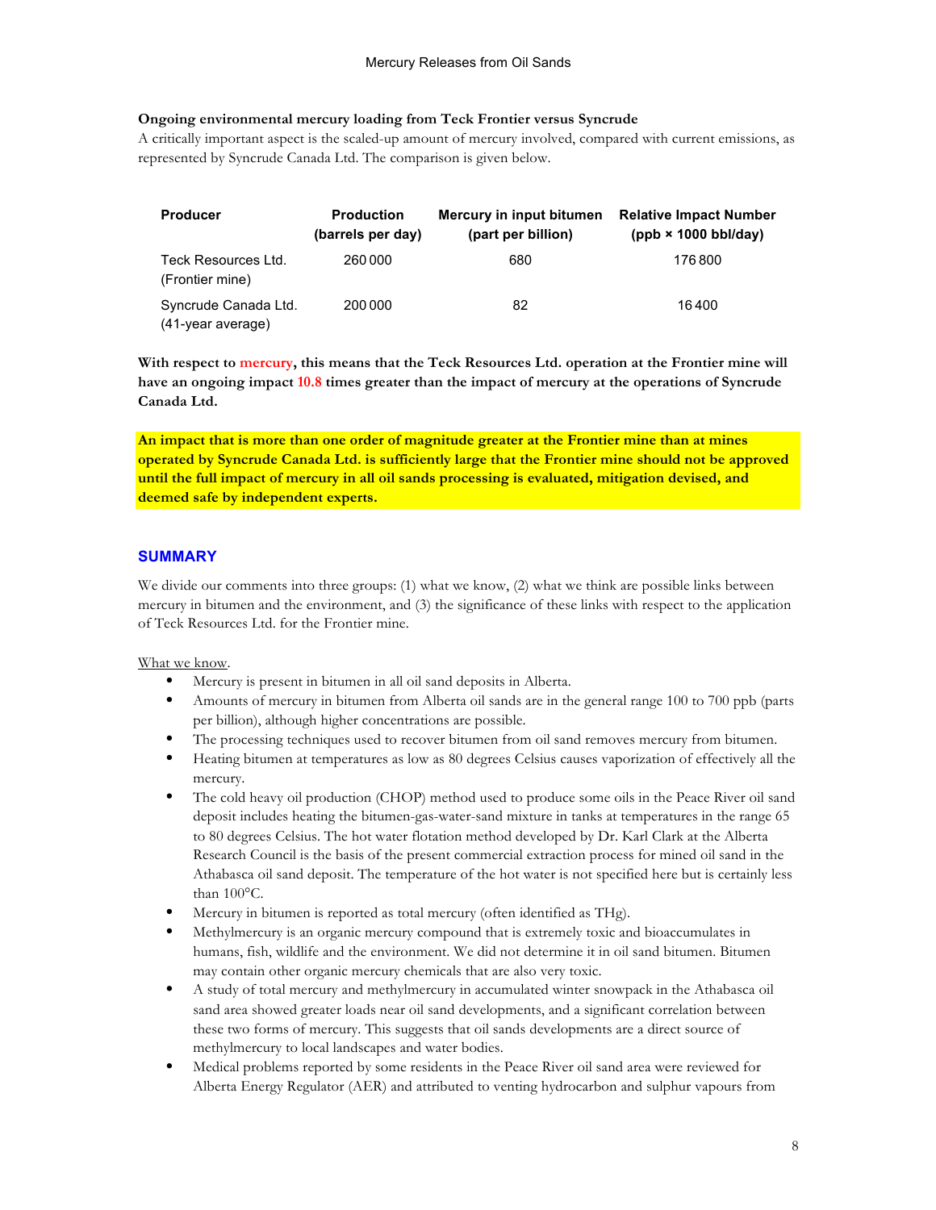**Ongoing environmental mercury loading from Teck Frontier versus Syncrude**

A critically important aspect is the scaled-up amount of mercury involved, compared with current emissions, as represented by Syncrude Canada Ltd. The comparison is given below.

| Producer | Production (barrels per day) | Mercury in input bitumen (part per billion) | Relative Impact Number (ppb × 1000 bbl/day) |
|---|---|---|---|
| Teck Resources Ltd. (Frontier mine) | 260 000 | 680 | 176 800 |
| Syncrude Canada Ltd. (41-year average) | 200 000 | 82 | 16 400 |

**With respect to mercury, this means that the Teck Resources Ltd. operation at the Frontier mine will have an ongoing impact 10.8 times greater than the impact of mercury at the operations of Syncrude Canada Ltd.**

**An impact that is more than one order of magnitude greater at the Frontier mine than at mines operated by Syncrude Canada Ltd. is sufficiently large that the Frontier mine should not be approved until the full impact of mercury in all oil sands processing is evaluated, mitigation devised, and deemed safe by independent experts.**

## SUMMARY

We divide our comments into three groups: (1) what we know, (2) what we think are possible links between mercury in bitumen and the environment, and (3) the significance of these links with respect to the application of Teck Resources Ltd. for the Frontier mine.

What we know.

- Mercury is present in bitumen in all oil sand deposits in Alberta.
- Amounts of mercury in bitumen from Alberta oil sands are in the general range 100 to 700 ppb (parts per billion), although higher concentrations are possible.
- The processing techniques used to recover bitumen from oil sand removes mercury from bitumen.
- Heating bitumen at temperatures as low as 80 degrees Celsius causes vaporization of effectively all the mercury.
- The cold heavy oil production (CHOP) method used to produce some oils in the Peace River oil sand deposit includes heating the bitumen-gas-water-sand mixture in tanks at temperatures in the range 65 to 80 degrees Celsius. The hot water flotation method developed by Dr. Karl Clark at the Alberta Research Council is the basis of the present commercial extraction process for mined oil sand in the Athabasca oil sand deposit. The temperature of the hot water is not specified here but is certainly less than 100°C.
- Mercury in bitumen is reported as total mercury (often identified as THg).
- Methylmercury is an organic mercury compound that is extremely toxic and bioaccumulates in humans, fish, wildlife and the environment. We did not determine it in oil sand bitumen. Bitumen may contain other organic mercury chemicals that are also very toxic.
- A study of total mercury and methylmercury in accumulated winter snowpack in the Athabasca oil sand area showed greater loads near oil sand developments, and a significant correlation between these two forms of mercury. This suggests that oil sands developments are a direct source of methylmercury to local landscapes and water bodies.
- Medical problems reported by some residents in the Peace River oil sand area were reviewed for Alberta Energy Regulator (AER) and attributed to venting hydrocarbon and sulphur vapours from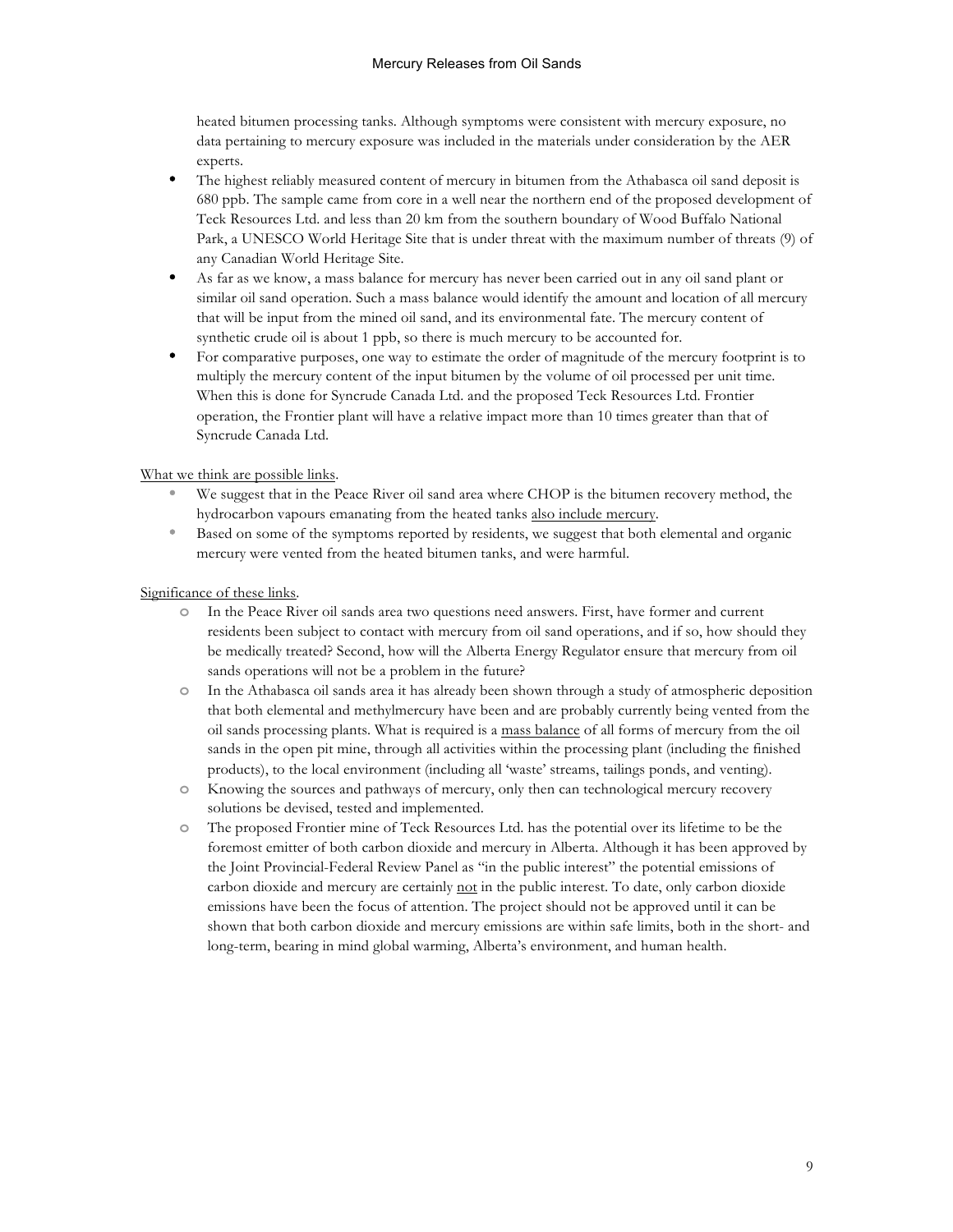heated bitumen processing tanks. Although symptoms were consistent with mercury exposure, no data pertaining to mercury exposure was included in the materials under consideration by the AER experts.

- The highest reliably measured content of mercury in bitumen from the Athabasca oil sand deposit is 680 ppb. The sample came from core in a well near the northern end of the proposed development of Teck Resources Ltd. and less than 20 km from the southern boundary of Wood Buffalo National Park, a UNESCO World Heritage Site that is under threat with the maximum number of threats (9) of any Canadian World Heritage Site.
- As far as we know, a mass balance for mercury has never been carried out in any oil sand plant or similar oil sand operation. Such a mass balance would identify the amount and location of all mercury that will be input from the mined oil sand, and its environmental fate. The mercury content of synthetic crude oil is about 1 ppb, so there is much mercury to be accounted for.
- For comparative purposes, one way to estimate the order of magnitude of the mercury footprint is to multiply the mercury content of the input bitumen by the volume of oil processed per unit time. When this is done for Syncrude Canada Ltd. and the proposed Teck Resources Ltd. Frontier operation, the Frontier plant will have a relative impact more than 10 times greater than that of Syncrude Canada Ltd.

<u>What we think are possible links</u>.

- We suggest that in the Peace River oil sand area where CHOP is the bitumen recovery method, the hydrocarbon vapours emanating from the heated tanks <u>also include mercury</u>.
- Based on some of the symptoms reported by residents, we suggest that both elemental and organic mercury were vented from the heated bitumen tanks, and were harmful.

<u>Significance of these links</u>.

- In the Peace River oil sands area two questions need answers. First, have former and current residents been subject to contact with mercury from oil sand operations, and if so, how should they be medically treated? Second, how will the Alberta Energy Regulator ensure that mercury from oil sands operations will not be a problem in the future?
- In the Athabasca oil sands area it has already been shown through a study of atmospheric deposition that both elemental and methylmercury have been and are probably currently being vented from the oil sands processing plants. What is required is a <u>mass balance</u> of all forms of mercury from the oil sands in the open pit mine, through all activities within the processing plant (including the finished products), to the local environment (including all 'waste' streams, tailings ponds, and venting).
- Knowing the sources and pathways of mercury, only then can technological mercury recovery solutions be devised, tested and implemented.
- The proposed Frontier mine of Teck Resources Ltd. has the potential over its lifetime to be the foremost emitter of both carbon dioxide and mercury in Alberta. Although it has been approved by the Joint Provincial-Federal Review Panel as "in the public interest" the potential emissions of carbon dioxide and mercury are certainly <u>not</u> in the public interest. To date, only carbon dioxide emissions have been the focus of attention. The project should not be approved until it can be shown that both carbon dioxide and mercury emissions are within safe limits, both in the short- and long-term, bearing in mind global warming, Alberta's environment, and human health.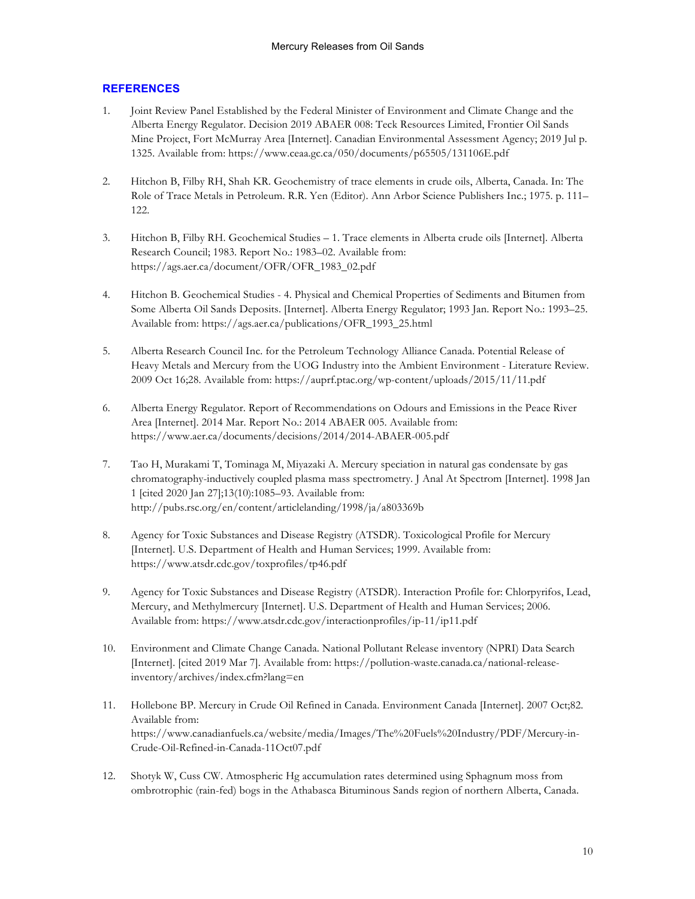## REFERENCES

1. Joint Review Panel Established by the Federal Minister of Environment and Climate Change and the Alberta Energy Regulator. Decision 2019 ABAER 008: Teck Resources Limited, Frontier Oil Sands Mine Project, Fort McMurray Area [Internet]. Canadian Environmental Assessment Agency; 2019 Jul p. 1325. Available from: https://www.ceaa.gc.ca/050/documents/p65505/131106E.pdf

2. Hitchon B, Filby RH, Shah KR. Geochemistry of trace elements in crude oils, Alberta, Canada. In: The Role of Trace Metals in Petroleum. R.R. Yen (Editor). Ann Arbor Science Publishers Inc.; 1975. p. 111–122.

3. Hitchon B, Filby RH. Geochemical Studies – 1. Trace elements in Alberta crude oils [Internet]. Alberta Research Council; 1983. Report No.: 1983–02. Available from: https://ags.aer.ca/document/OFR/OFR_1983_02.pdf

4. Hitchon B. Geochemical Studies - 4. Physical and Chemical Properties of Sediments and Bitumen from Some Alberta Oil Sands Deposits. [Internet]. Alberta Energy Regulator; 1993 Jan. Report No.: 1993–25. Available from: https://ags.aer.ca/publications/OFR_1993_25.html

5. Alberta Research Council Inc. for the Petroleum Technology Alliance Canada. Potential Release of Heavy Metals and Mercury from the UOG Industry into the Ambient Environment - Literature Review. 2009 Oct 16;28. Available from: https://auprf.ptac.org/wp-content/uploads/2015/11/11.pdf

6. Alberta Energy Regulator. Report of Recommendations on Odours and Emissions in the Peace River Area [Internet]. 2014 Mar. Report No.: 2014 ABAER 005. Available from: https://www.aer.ca/documents/decisions/2014/2014-ABAER-005.pdf

7. Tao H, Murakami T, Tominaga M, Miyazaki A. Mercury speciation in natural gas condensate by gas chromatography-inductively coupled plasma mass spectrometry. J Anal At Spectrom [Internet]. 1998 Jan 1 [cited 2020 Jan 27];13(10):1085–93. Available from: http://pubs.rsc.org/en/content/articlelanding/1998/ja/a803369b

8. Agency for Toxic Substances and Disease Registry (ATSDR). Toxicological Profile for Mercury [Internet]. U.S. Department of Health and Human Services; 1999. Available from: https://www.atsdr.cdc.gov/toxprofiles/tp46.pdf

9. Agency for Toxic Substances and Disease Registry (ATSDR). Interaction Profile for: Chlorpyrifos, Lead, Mercury, and Methylmercury [Internet]. U.S. Department of Health and Human Services; 2006. Available from: https://www.atsdr.cdc.gov/interactionprofiles/ip-11/ip11.pdf

10. Environment and Climate Change Canada. National Pollutant Release inventory (NPRI) Data Search [Internet]. [cited 2019 Mar 7]. Available from: https://pollution-waste.canada.ca/national-release-inventory/archives/index.cfm?lang=en

11. Hollebone BP. Mercury in Crude Oil Refined in Canada. Environment Canada [Internet]. 2007 Oct;82. Available from: https://www.canadianfuels.ca/website/media/Images/The%20Fuels%20Industry/PDF/Mercury-in-Crude-Oil-Refined-in-Canada-11Oct07.pdf

12. Shotyk W, Cuss CW. Atmospheric Hg accumulation rates determined using Sphagnum moss from ombrotrophic (rain-fed) bogs in the Athabasca Bituminous Sands region of northern Alberta, Canada.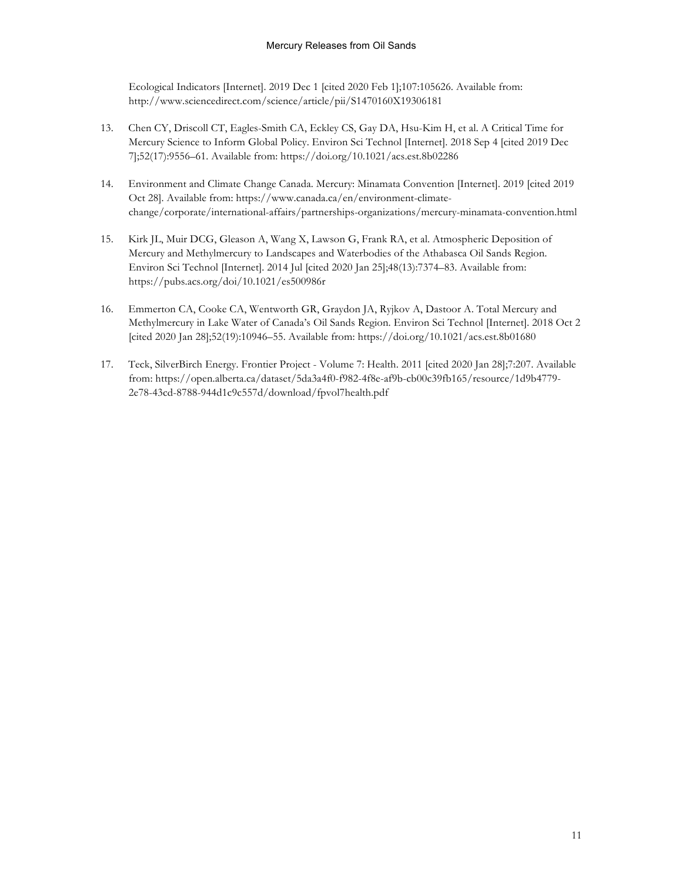Ecological Indicators [Internet]. 2019 Dec 1 [cited 2020 Feb 1];107:105626. Available from: http://www.sciencedirect.com/science/article/pii/S1470160X19306181

13. Chen CY, Driscoll CT, Eagles-Smith CA, Eckley CS, Gay DA, Hsu-Kim H, et al. A Critical Time for Mercury Science to Inform Global Policy. Environ Sci Technol [Internet]. 2018 Sep 4 [cited 2019 Dec 7];52(17):9556–61. Available from: https://doi.org/10.1021/acs.est.8b02286

14. Environment and Climate Change Canada. Mercury: Minamata Convention [Internet]. 2019 [cited 2019 Oct 28]. Available from: https://www.canada.ca/en/environment-climate-change/corporate/international-affairs/partnerships-organizations/mercury-minamata-convention.html

15. Kirk JL, Muir DCG, Gleason A, Wang X, Lawson G, Frank RA, et al. Atmospheric Deposition of Mercury and Methylmercury to Landscapes and Waterbodies of the Athabasca Oil Sands Region. Environ Sci Technol [Internet]. 2014 Jul [cited 2020 Jan 25];48(13):7374–83. Available from: https://pubs.acs.org/doi/10.1021/es500986r

16. Emmerton CA, Cooke CA, Wentworth GR, Graydon JA, Ryjkov A, Dastoor A. Total Mercury and Methylmercury in Lake Water of Canada's Oil Sands Region. Environ Sci Technol [Internet]. 2018 Oct 2 [cited 2020 Jan 28];52(19):10946–55. Available from: https://doi.org/10.1021/acs.est.8b01680

17. Teck, SilverBirch Energy. Frontier Project - Volume 7: Health. 2011 [cited 2020 Jan 28];7:207. Available from: https://open.alberta.ca/dataset/5da3a4f0-f982-4f8e-af9b-cb00c39fb165/resource/1d9b4779-2e78-43cd-8788-944d1c9c557d/download/fpvol7health.pdf